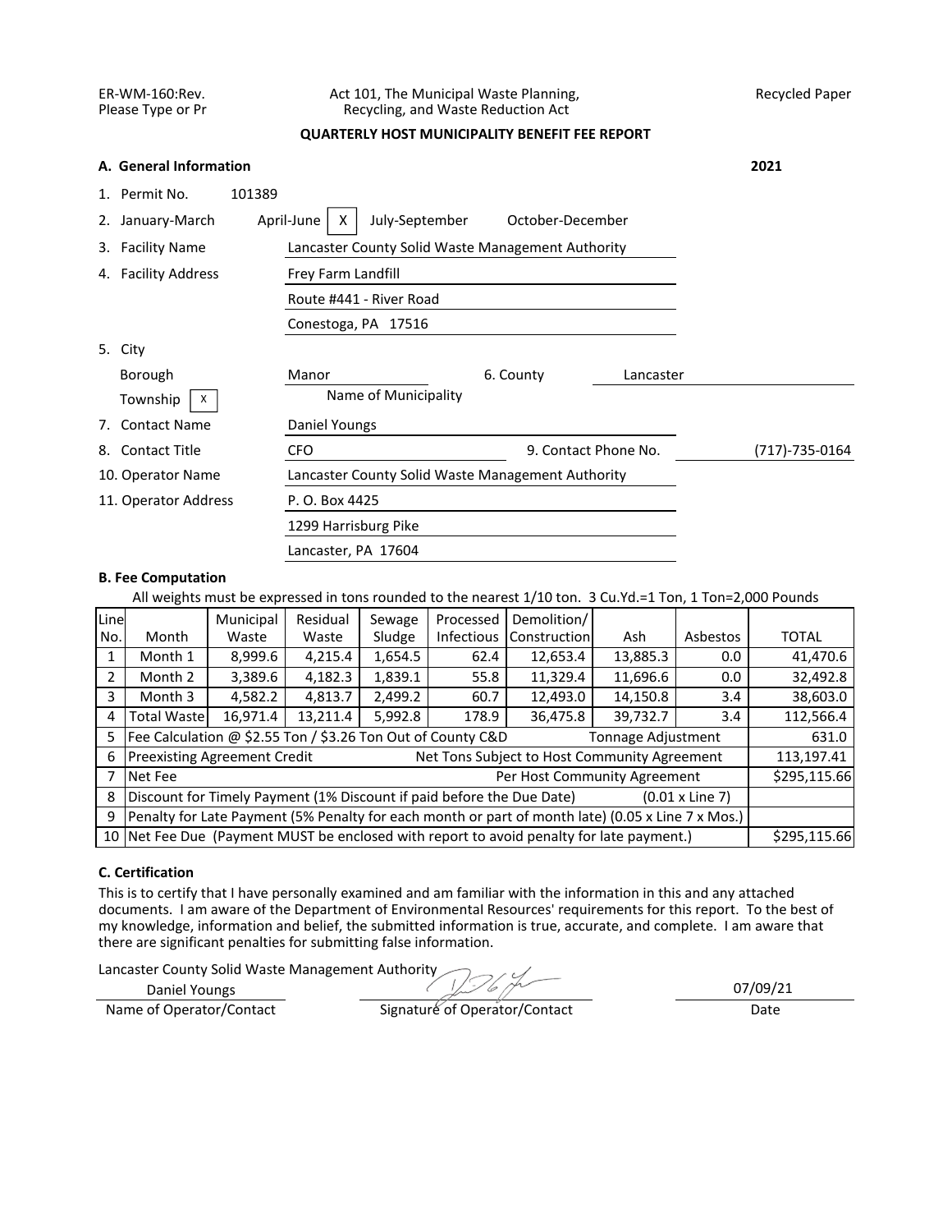ER-WM-160:Rev.
Please Type or Pr

Act 101, The Municipal Waste Planning,
Recycling, and Waste Reduction Act

Recycled Paper

**QUARTERLY HOST MUNICIPALITY BENEFIT FEE REPORT**

**A. General Information** **2021**

1. Permit No. 101389
2. January-March April-June [X] July-September October-December
3. Facility Name: Lancaster County Solid Waste Management Authority
4. Facility Address: Frey Farm Landfill
   Route #441 - River Road
   Conestoga, PA 17516
5. City
   Borough: Manor (Name of Municipality)
   Township [X]
6. County: Lancaster
7. Contact Name: Daniel Youngs
8. Contact Title: CFO
9. Contact Phone No.: (717)-735-0164
10. Operator Name: Lancaster County Solid Waste Management Authority
11. Operator Address: P. O. Box 4425
    1299 Harrisburg Pike
    Lancaster, PA 17604

**B. Fee Computation**

All weights must be expressed in tons rounded to the nearest 1/10 ton. 3 Cu.Yd.=1 Ton, 1 Ton=2,000 Pounds

| Line No. | Month | Municipal Waste | Residual Waste | Sewage Sludge | Processed Infectious | Demolition/ Construction | Ash | Asbestos | TOTAL |
|---|---|---|---|---|---|---|---|---|---|
| 1 | Month 1 | 8,999.6 | 4,215.4 | 1,654.5 | 62.4 | 12,653.4 | 13,885.3 | 0.0 | 41,470.6 |
| 2 | Month 2 | 3,389.6 | 4,182.3 | 1,839.1 | 55.8 | 11,329.4 | 11,696.6 | 0.0 | 32,492.8 |
| 3 | Month 3 | 4,582.2 | 4,813.7 | 2,499.2 | 60.7 | 12,493.0 | 14,150.8 | 3.4 | 38,603.0 |
| 4 | Total Waste | 16,971.4 | 13,211.4 | 5,992.8 | 178.9 | 36,475.8 | 39,732.7 | 3.4 | 112,566.4 |
| 5 | Fee Calculation @ $2.55 Ton / $3.26 Ton Out of County C&D | | | | | Tonnage Adjustment | | | 631.0 |
| 6 | Preexisting Agreement Credit | | | | Net Tons Subject to Host Community Agreement | | | | 113,197.41 |
| 7 | Net Fee | | | | | Per Host Community Agreement | | | $295,115.66 |
| 8 | Discount for Timely Payment (1% Discount if paid before the Due Date) | | | | | | (0.01 x Line 7) | | |
| 9 | Penalty for Late Payment (5% Penalty for each month or part of month late) (0.05 x Line 7 x Mos.) | | | | | | | | |
| 10 | Net Fee Due (Payment MUST be enclosed with report to avoid penalty for late payment.) | | | | | | | | $295,115.66 |

**C. Certification**

This is to certify that I have personally examined and am familiar with the information in this and any attached documents. I am aware of the Department of Environmental Resources' requirements for this report. To the best of my knowledge, information and belief, the submitted information is true, accurate, and complete. I am aware that there are significant penalties for submitting false information.

Lancaster County Solid Waste Management Authority
Daniel Youngs — Name of Operator/Contact

Signature of Operator/Contact

07/09/21 — Date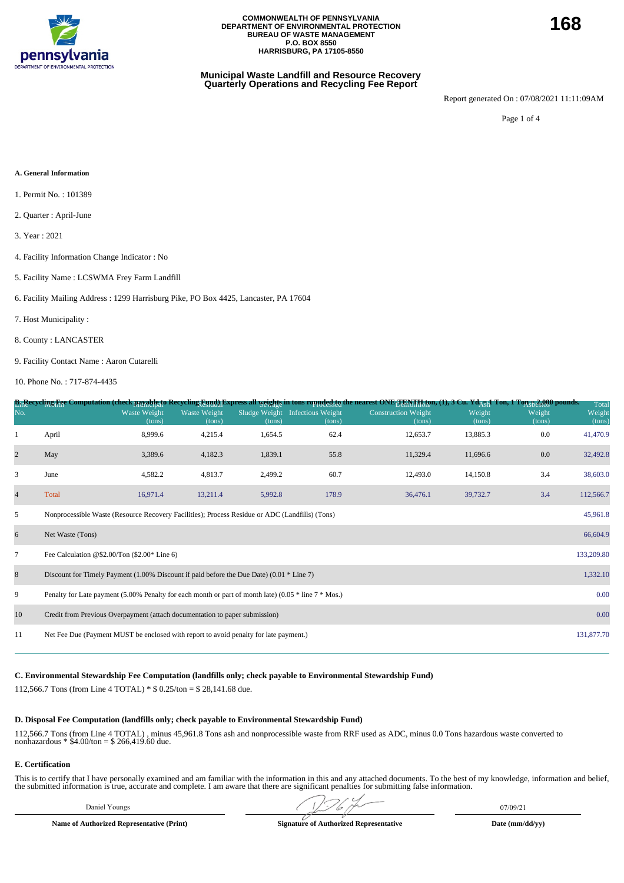COMMONWEALTH OF PENNSYLVANIA
DEPARTMENT OF ENVIRONMENTAL PROTECTION
BUREAU OF WASTE MANAGEMENT
P.O. BOX 8550
HARRISBURG, PA 17105-8550

168

## Municipal Waste Landfill and Resource Recovery Quarterly Operations and Recycling Fee Report

Report generated On : 07/08/2021 11:11:09AM

### A. General Information

1. Permit No. : 101389
2. Quarter : April-June
3. Year : 2021
4. Facility Information Change Indicator : No
5. Facility Name : LCSWMA Frey Farm Landfill
6. Facility Mailing Address : 1299 Harrisburg Pike, PO Box 4425, Lancaster, PA 17604
7. Host Municipality :
8. County : LANCASTER
9. Facility Contact Name : Aaron Cutarelli
10. Phone No. : 717-874-4435

### B. Recycling Fee Computation (check payable to Recycling Fund) Express all weights in tons rounded to the nearest ONE-TENTH ton, (1), 3 Cu. Yd. = 1 Ton, 1 Ton = 2,000 pounds.

| Line No. | Month | Municipal Waste Weight (tons) | Residual Waste Weight (tons) | Sewage Sludge Weight (tons) | Processed Infectious Weight (tons) | Demolition Construction Weight (tons) | Ash Weight (tons) | Asbestos Weight (tons) | Total Weight (tons) |
|---|---|---|---|---|---|---|---|---|---|
| 1 | April | 8,999.6 | 4,215.4 | 1,654.5 | 62.4 | 12,653.7 | 13,885.3 | 0.0 | 41,470.9 |
| 2 | May | 3,389.6 | 4,182.3 | 1,839.1 | 55.8 | 11,329.4 | 11,696.6 | 0.0 | 32,492.8 |
| 3 | June | 4,582.2 | 4,813.7 | 2,499.2 | 60.7 | 12,493.0 | 14,150.8 | 3.4 | 38,603.0 |
| 4 | Total | 16,971.4 | 13,211.4 | 5,992.8 | 178.9 | 36,476.1 | 39,732.7 | 3.4 | 112,566.7 |
| 5 | Nonprocessible Waste (Resource Recovery Facilities); Process Residue or ADC (Landfills) (Tons) | | | | | | | | 45,961.8 |
| 6 | Net Waste (Tons) | | | | | | | | 66,604.9 |
| 7 | Fee Calculation @$2.00/Ton ($2.00* Line 6) | | | | | | | | 133,209.80 |
| 8 | Discount for Timely Payment (1.00% Discount if paid before the Due Date) (0.01 * Line 7) | | | | | | | | 1,332.10 |
| 9 | Penalty for Late payment (5.00% Penalty for each month or part of month late) (0.05 * line 7 * Mos.) | | | | | | | | 0.00 |
| 10 | Credit from Previous Overpayment (attach documentation to paper submission) | | | | | | | | 0.00 |
| 11 | Net Fee Due (Payment MUST be enclosed with report to avoid penalty for late payment.) | | | | | | | | 131,877.70 |

### C. Environmental Stewardship Fee Computation (landfills only; check payable to Environmental Stewardship Fund)

112,566.7 Tons (from Line 4 TOTAL) * $ 0.25/ton = $ 28,141.68 due.

### D. Disposal Fee Computation (landfills only; check payable to Environmental Stewardship Fund)

112,566.7 Tons (from Line 4 TOTAL) , minus 45,961.8 Tons ash and nonprocessible waste from RRF used as ADC, minus 0.0 Tons hazardous waste converted to nonhazardous * $4.00/ton = $ 266,419.60 due.

### E. Certification

This is to certify that I have personally examined and am familiar with the information in this and any attached documents. To the best of my knowledge, information and belief, the submitted information is true, accurate and complete. I am aware that there are significant penalties for submitting false information.

| Daniel Youngs | [signature] | 07/09/21 |
|---|---|---|
| **Name of Authorized Representative (Print)** | **Signature of Authorized Representative** | **Date (mm/dd/yy)** |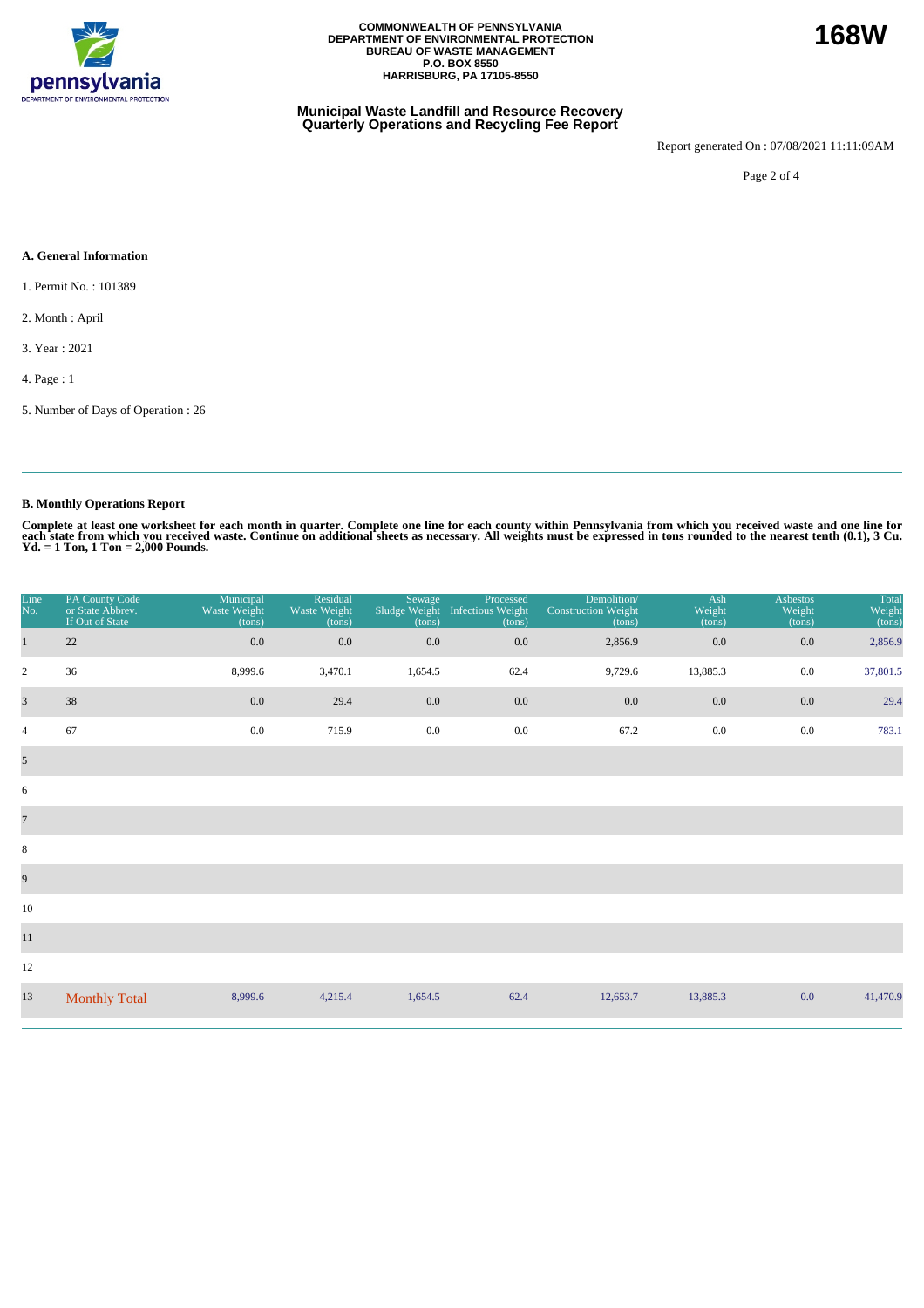COMMONWEALTH OF PENNSYLVANIA
DEPARTMENT OF ENVIRONMENTAL PROTECTION
BUREAU OF WASTE MANAGEMENT
P.O. BOX 8550
HARRISBURG, PA 17105-8550

**168W**

## Municipal Waste Landfill and Resource Recovery Quarterly Operations and Recycling Fee Report

Report generated On : 07/08/2021 11:11:09AM

### A. General Information

1. Permit No. : 101389
2. Month : April
3. Year : 2021
4. Page : 1
5. Number of Days of Operation : 26

### B. Monthly Operations Report

**Complete at least one worksheet for each month in quarter. Complete one line for each county within Pennsylvania from which you received waste and one line for each state from which you received waste. Continue on additional sheets as necessary. All weights must be expressed in tons rounded to the nearest tenth (0.1), 3 Cu. Yd. = 1 Ton, 1 Ton = 2,000 Pounds.**

| Line No. | PA County Code or State Abbrev. If Out of State | Municipal Waste Weight (tons) | Residual Waste Weight (tons) | Sewage Sludge Weight (tons) | Processed Infectious Weight (tons) | Demolition/ Construction Weight (tons) | Ash Weight (tons) | Asbestos Weight (tons) | Total Weight (tons) |
|---|---|---|---|---|---|---|---|---|---|
| 1 | 22 | 0.0 | 0.0 | 0.0 | 0.0 | 2,856.9 | 0.0 | 0.0 | 2,856.9 |
| 2 | 36 | 8,999.6 | 3,470.1 | 1,654.5 | 62.4 | 9,729.6 | 13,885.3 | 0.0 | 37,801.5 |
| 3 | 38 | 0.0 | 29.4 | 0.0 | 0.0 | 0.0 | 0.0 | 0.0 | 29.4 |
| 4 | 67 | 0.0 | 715.9 | 0.0 | 0.0 | 67.2 | 0.0 | 0.0 | 783.1 |
| 5 | | | | | | | | | |
| 6 | | | | | | | | | |
| 7 | | | | | | | | | |
| 8 | | | | | | | | | |
| 9 | | | | | | | | | |
| 10 | | | | | | | | | |
| 11 | | | | | | | | | |
| 12 | | | | | | | | | |
| 13 | Monthly Total | 8,999.6 | 4,215.4 | 1,654.5 | 62.4 | 12,653.7 | 13,885.3 | 0.0 | 41,470.9 |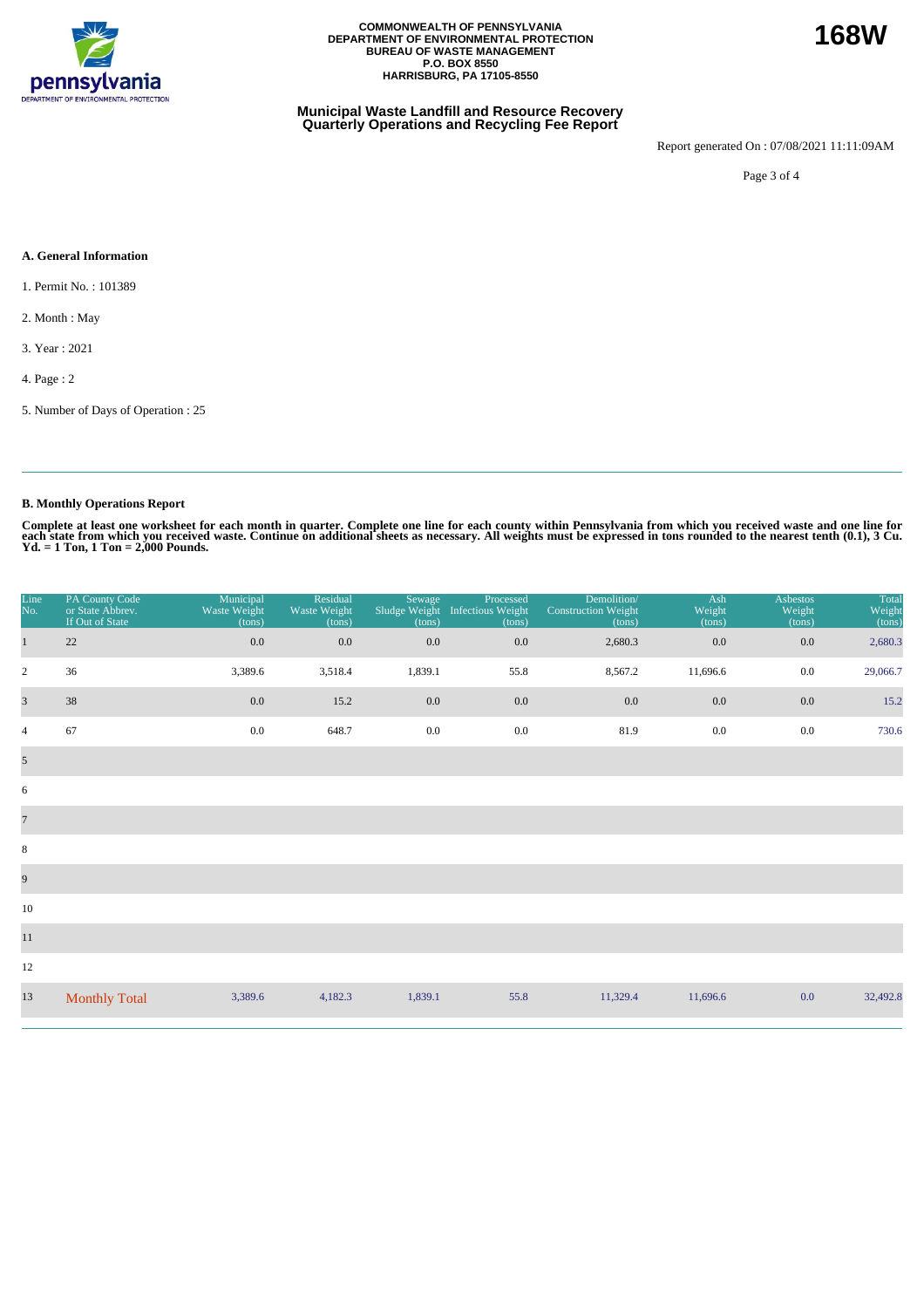COMMONWEALTH OF PENNSYLVANIA
DEPARTMENT OF ENVIRONMENTAL PROTECTION
BUREAU OF WASTE MANAGEMENT
P.O. BOX 8550
HARRISBURG, PA 17105-8550

**168W**

**Municipal Waste Landfill and Resource Recovery Quarterly Operations and Recycling Fee Report**

Report generated On : 07/08/2021 11:11:09AM

### A. General Information

1. Permit No. : 101389
2. Month : May
3. Year : 2021
4. Page : 2
5. Number of Days of Operation : 25

### B. Monthly Operations Report

**Complete at least one worksheet for each month in quarter. Complete one line for each county within Pennsylvania from which you received waste and one line for each state from which you received waste. Continue on additional sheets as necessary. All weights must be expressed in tons rounded to the nearest tenth (0.1), 3 Cu. Yd. = 1 Ton, 1 Ton = 2,000 Pounds.**

| Line No. | PA County Code or State Abbrev. If Out of State | Municipal Waste Weight (tons) | Residual Waste Weight (tons) | Sewage Sludge Weight (tons) | Processed Infectious Weight (tons) | Demolition/ Construction Weight (tons) | Ash Weight (tons) | Asbestos Weight (tons) | Total Weight (tons) |
|---|---|---|---|---|---|---|---|---|---|
| 1 | 22 | 0.0 | 0.0 | 0.0 | 0.0 | 2,680.3 | 0.0 | 0.0 | 2,680.3 |
| 2 | 36 | 3,389.6 | 3,518.4 | 1,839.1 | 55.8 | 8,567.2 | 11,696.6 | 0.0 | 29,066.7 |
| 3 | 38 | 0.0 | 15.2 | 0.0 | 0.0 | 0.0 | 0.0 | 0.0 | 15.2 |
| 4 | 67 | 0.0 | 648.7 | 0.0 | 0.0 | 81.9 | 0.0 | 0.0 | 730.6 |
| 5 | | | | | | | | | |
| 6 | | | | | | | | | |
| 7 | | | | | | | | | |
| 8 | | | | | | | | | |
| 9 | | | | | | | | | |
| 10 | | | | | | | | | |
| 11 | | | | | | | | | |
| 12 | | | | | | | | | |
| 13 | Monthly Total | 3,389.6 | 4,182.3 | 1,839.1 | 55.8 | 11,329.4 | 11,696.6 | 0.0 | 32,492.8 |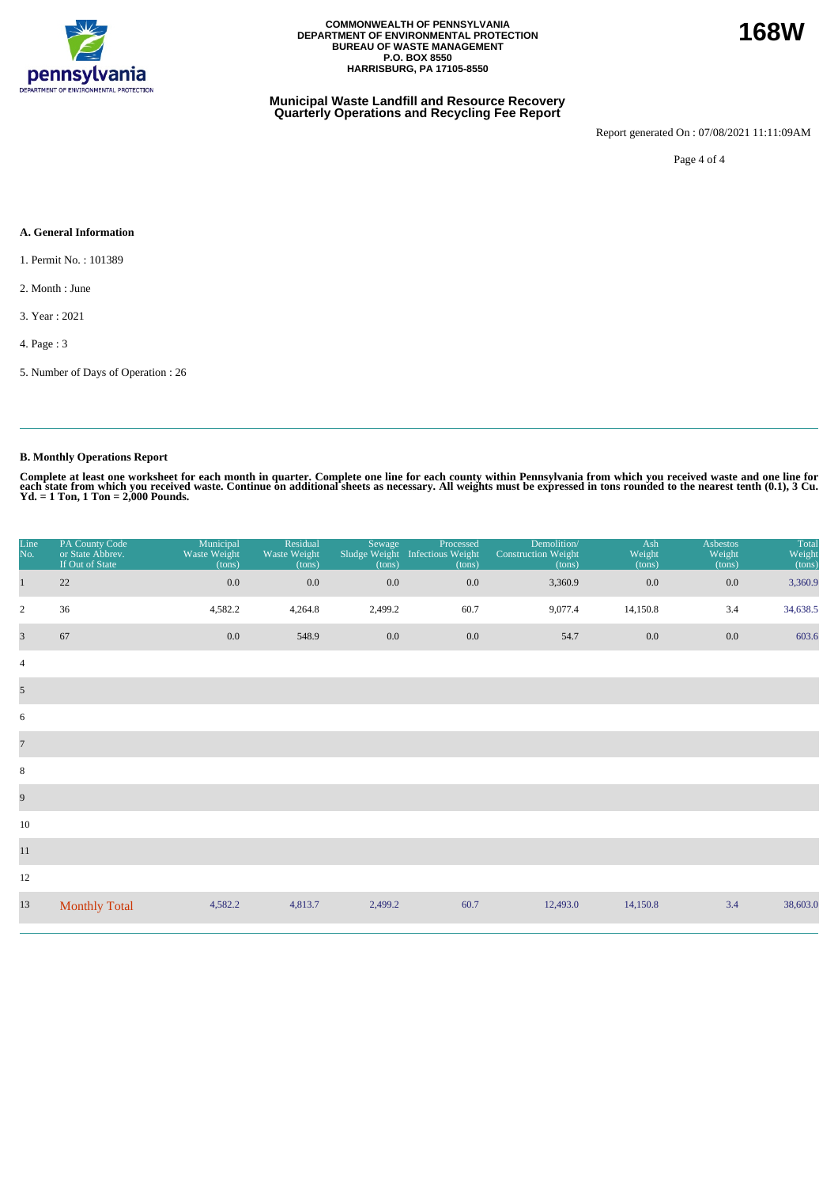COMMONWEALTH OF PENNSYLVANIA
DEPARTMENT OF ENVIRONMENTAL PROTECTION
BUREAU OF WASTE MANAGEMENT
P.O. BOX 8550
HARRISBURG, PA 17105-8550

**168W**

**Municipal Waste Landfill and Resource Recovery Quarterly Operations and Recycling Fee Report**

Report generated On : 07/08/2021 11:11:09AM

### A. General Information

1. Permit No. : 101389

2. Month : June

3. Year : 2021

4. Page : 3

5. Number of Days of Operation : 26

### B. Monthly Operations Report

**Complete at least one worksheet for each month in quarter. Complete one line for each county within Pennsylvania from which you received waste and one line for each state from which you received waste. Continue on additional sheets as necessary. All weights must be expressed in tons rounded to the nearest tenth (0.1), 3 Cu. Yd. = 1 Ton, 1 Ton = 2,000 Pounds.**

| Line No. | PA County Code or State Abbrev. If Out of State | Municipal Waste Weight (tons) | Residual Waste Weight (tons) | Sewage Sludge Weight (tons) | Processed Infectious Weight (tons) | Demolition/ Construction Weight (tons) | Ash Weight (tons) | Asbestos Weight (tons) | Total Weight (tons) |
|---|---|---|---|---|---|---|---|---|---|
| 1 | 22 | 0.0 | 0.0 | 0.0 | 0.0 | 3,360.9 | 0.0 | 0.0 | 3,360.9 |
| 2 | 36 | 4,582.2 | 4,264.8 | 2,499.2 | 60.7 | 9,077.4 | 14,150.8 | 3.4 | 34,638.5 |
| 3 | 67 | 0.0 | 548.9 | 0.0 | 0.0 | 54.7 | 0.0 | 0.0 | 603.6 |
| 4 | | | | | | | | | |
| 5 | | | | | | | | | |
| 6 | | | | | | | | | |
| 7 | | | | | | | | | |
| 8 | | | | | | | | | |
| 9 | | | | | | | | | |
| 10 | | | | | | | | | |
| 11 | | | | | | | | | |
| 12 | | | | | | | | | |
| 13 | Monthly Total | 4,582.2 | 4,813.7 | 2,499.2 | 60.7 | 12,493.0 | 14,150.8 | 3.4 | 38,603.0 |